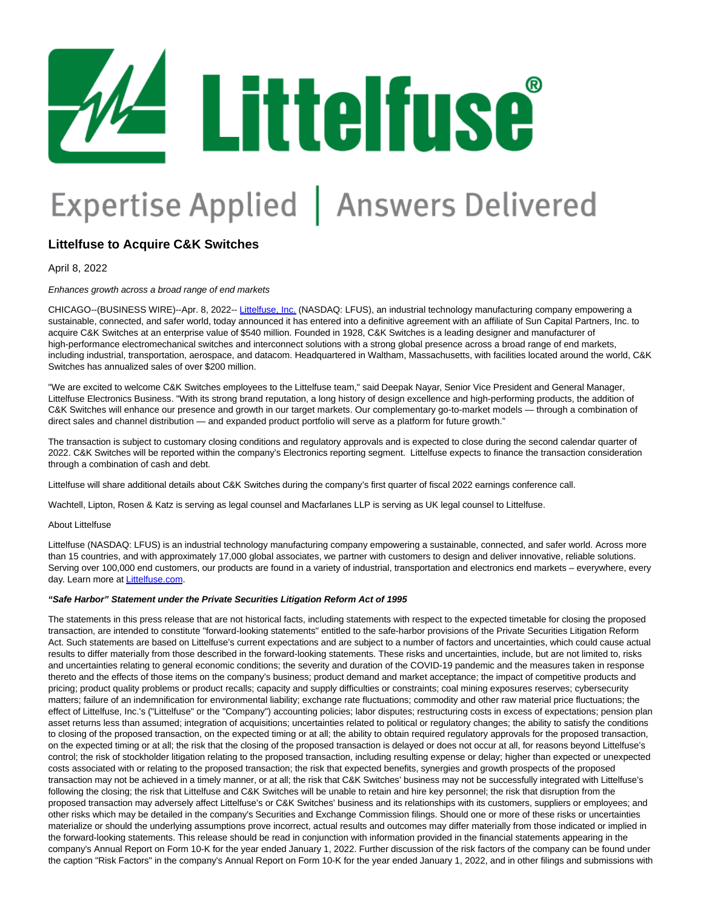Littelfuse®

Expertise Applied | Answers Delivered

## Littelfuse to Acquire C&K Switches

April 8, 2022

*Enhances growth across a broad range of end markets*

CHICAGO--(BUSINESS WIRE)--Apr. 8, 2022-- Littelfuse, Inc. (NASDAQ: LFUS), an industrial technology manufacturing company empowering a sustainable, connected, and safer world, today announced it has entered into a definitive agreement with an affiliate of Sun Capital Partners, Inc. to acquire C&K Switches at an enterprise value of $540 million. Founded in 1928, C&K Switches is a leading designer and manufacturer of high-performance electromechanical switches and interconnect solutions with a strong global presence across a broad range of end markets, including industrial, transportation, aerospace, and datacom. Headquartered in Waltham, Massachusetts, with facilities located around the world, C&K Switches has annualized sales of over $200 million.

"We are excited to welcome C&K Switches employees to the Littelfuse team," said Deepak Nayar, Senior Vice President and General Manager, Littelfuse Electronics Business. "With its strong brand reputation, a long history of design excellence and high-performing products, the addition of C&K Switches will enhance our presence and growth in our target markets. Our complementary go-to-market models — through a combination of direct sales and channel distribution — and expanded product portfolio will serve as a platform for future growth."

The transaction is subject to customary closing conditions and regulatory approvals and is expected to close during the second calendar quarter of 2022. C&K Switches will be reported within the company's Electronics reporting segment. Littelfuse expects to finance the transaction consideration through a combination of cash and debt.

Littelfuse will share additional details about C&K Switches during the company's first quarter of fiscal 2022 earnings conference call.

Wachtell, Lipton, Rosen & Katz is serving as legal counsel and Macfarlanes LLP is serving as UK legal counsel to Littelfuse.

About Littelfuse

Littelfuse (NASDAQ: LFUS) is an industrial technology manufacturing company empowering a sustainable, connected, and safer world. Across more than 15 countries, and with approximately 17,000 global associates, we partner with customers to design and deliver innovative, reliable solutions. Serving over 100,000 end customers, our products are found in a variety of industrial, transportation and electronics end markets – everywhere, every day. Learn more at Littelfuse.com.

***"Safe Harbor" Statement under the Private Securities Litigation Reform Act of 1995***

The statements in this press release that are not historical facts, including statements with respect to the expected timetable for closing the proposed transaction, are intended to constitute "forward-looking statements" entitled to the safe-harbor provisions of the Private Securities Litigation Reform Act. Such statements are based on Littelfuse's current expectations and are subject to a number of factors and uncertainties, which could cause actual results to differ materially from those described in the forward-looking statements. These risks and uncertainties, include, but are not limited to, risks and uncertainties relating to general economic conditions; the severity and duration of the COVID-19 pandemic and the measures taken in response thereto and the effects of those items on the company's business; product demand and market acceptance; the impact of competitive products and pricing; product quality problems or product recalls; capacity and supply difficulties or constraints; coal mining exposures reserves; cybersecurity matters; failure of an indemnification for environmental liability; exchange rate fluctuations; commodity and other raw material price fluctuations; the effect of Littelfuse, Inc.'s ("Littelfuse" or the "Company") accounting policies; labor disputes; restructuring costs in excess of expectations; pension plan asset returns less than assumed; integration of acquisitions; uncertainties related to political or regulatory changes; the ability to satisfy the conditions to closing of the proposed transaction, on the expected timing or at all; the ability to obtain required regulatory approvals for the proposed transaction, on the expected timing or at all; the risk that the closing of the proposed transaction is delayed or does not occur at all, for reasons beyond Littelfuse's control; the risk of stockholder litigation relating to the proposed transaction, including resulting expense or delay; higher than expected or unexpected costs associated with or relating to the proposed transaction; the risk that expected benefits, synergies and growth prospects of the proposed transaction may not be achieved in a timely manner, or at all; the risk that C&K Switches' business may not be successfully integrated with Littelfuse's following the closing; the risk that Littelfuse and C&K Switches will be unable to retain and hire key personnel; the risk that disruption from the proposed transaction may adversely affect Littelfuse's or C&K Switches' business and its relationships with its customers, suppliers or employees; and other risks which may be detailed in the company's Securities and Exchange Commission filings. Should one or more of these risks or uncertainties materialize or should the underlying assumptions prove incorrect, actual results and outcomes may differ materially from those indicated or implied in the forward-looking statements. This release should be read in conjunction with information provided in the financial statements appearing in the company's Annual Report on Form 10-K for the year ended January 1, 2022. Further discussion of the risk factors of the company can be found under the caption "Risk Factors" in the company's Annual Report on Form 10-K for the year ended January 1, 2022, and in other filings and submissions with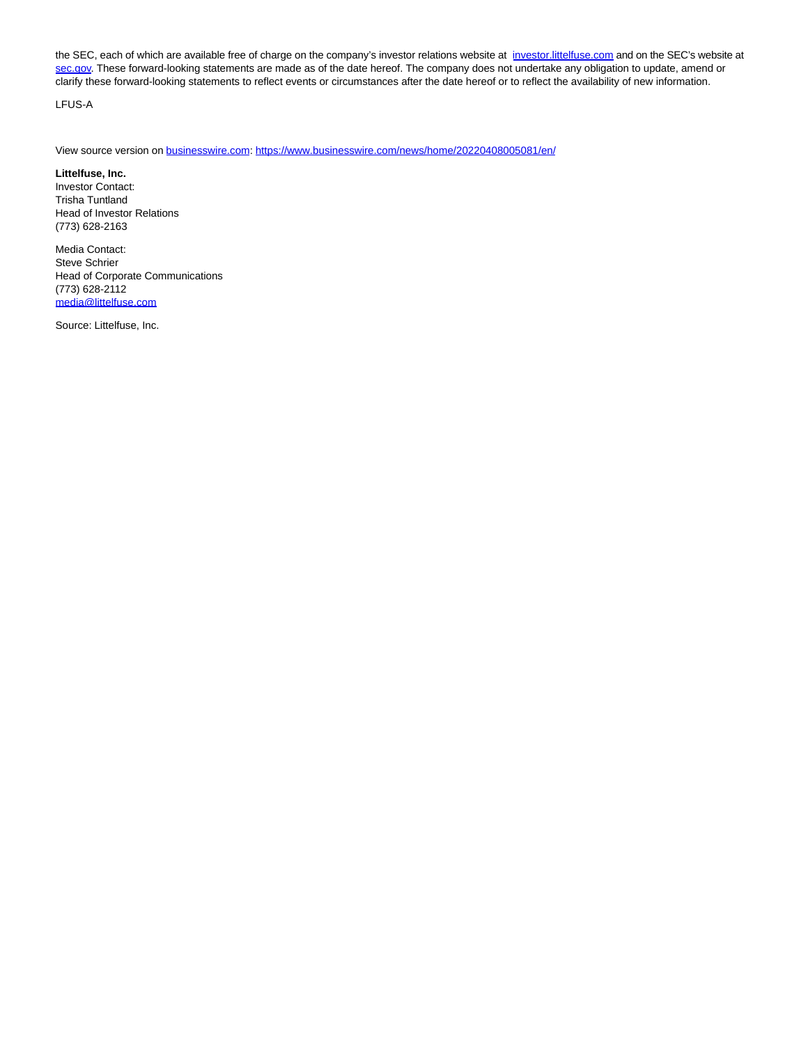the SEC, each of which are available free of charge on the company's investor relations website at [investor.littelfuse.com](investor.littelfuse.com) and on the SEC's website at [sec.gov](sec.gov). These forward-looking statements are made as of the date hereof. The company does not undertake any obligation to update, amend or clarify these forward-looking statements to reflect events or circumstances after the date hereof or to reflect the availability of new information.

LFUS-A

View source version on [businesswire.com](businesswire.com): [https://www.businesswire.com/news/home/20220408005081/en/](https://www.businesswire.com/news/home/20220408005081/en/)

**Littelfuse, Inc.**
Investor Contact:
Trisha Tuntland
Head of Investor Relations
(773) 628-2163

Media Contact:
Steve Schrier
Head of Corporate Communications
(773) 628-2112
[media@littelfuse.com](mailto:media@littelfuse.com)

Source: Littelfuse, Inc.